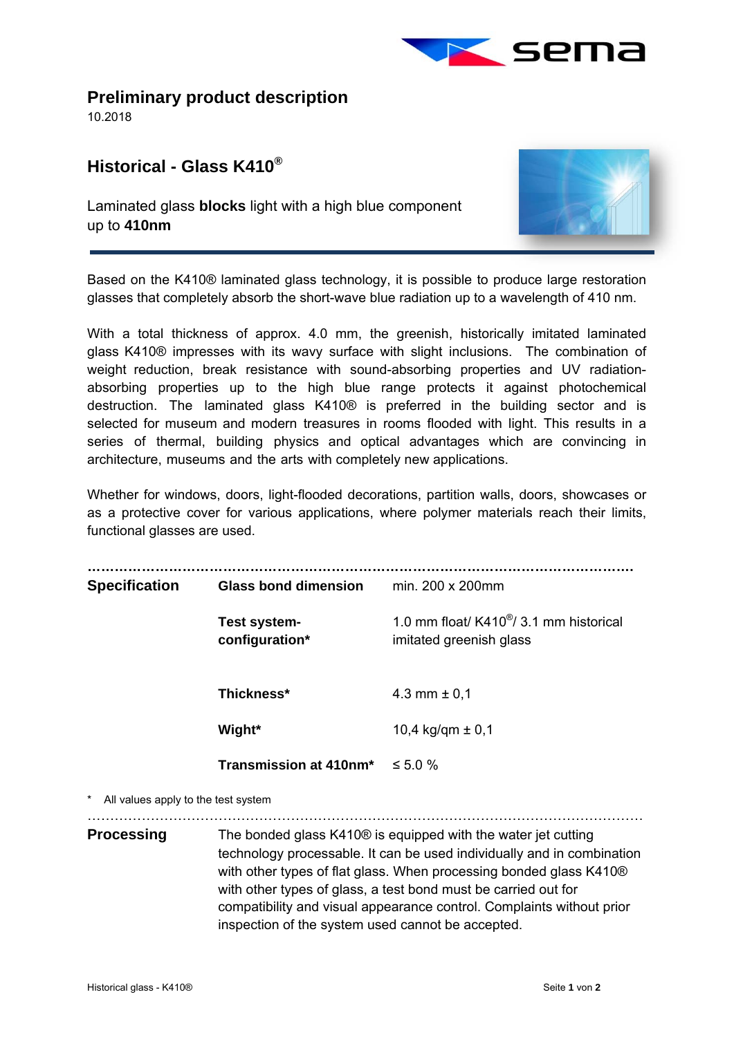## Preliminary product description

10.2018

## Historical - Glass K410®

Laminated glass **blocks** light with a high blue component up to **410nm**

Based on the K410® laminated glass technology, it is possible to produce large restoration glasses that completely absorb the short-wave blue radiation up to a wavelength of 410 nm.

With a total thickness of approx. 4.0 mm, the greenish, historically imitated laminated glass K410® impresses with its wavy surface with slight inclusions. The combination of weight reduction, break resistance with sound-absorbing properties and UV radiation-absorbing properties up to the high blue range protects it against photochemical destruction. The laminated glass K410® is preferred in the building sector and is selected for museum and modern treasures in rooms flooded with light. This results in a series of thermal, building physics and optical advantages which are convincing in architecture, museums and the arts with completely new applications.

Whether for windows, doors, light-flooded decorations, partition walls, doors, showcases or as a protective cover for various applications, where polymer materials reach their limits, functional glasses are used.

| | | |
|---|---|---|
| **Specification** | **Glass bond dimension** | min. 200 x 200mm |
| | **Test system-configuration*** | 1.0 mm float/ K410®/ 3.1 mm historical imitated greenish glass |
| | **Thickness*** | 4.3 mm ± 0,1 |
| | **Wight*** | 10,4 kg/qm ± 0,1 |
| | **Transmission at 410nm*** | ≤ 5.0 % |

\* All values apply to the test system

**Processing**

The bonded glass K410® is equipped with the water jet cutting technology processable. It can be used individually and in combination with other types of flat glass. When processing bonded glass K410® with other types of glass, a test bond must be carried out for compatibility and visual appearance control. Complaints without prior inspection of the system used cannot be accepted.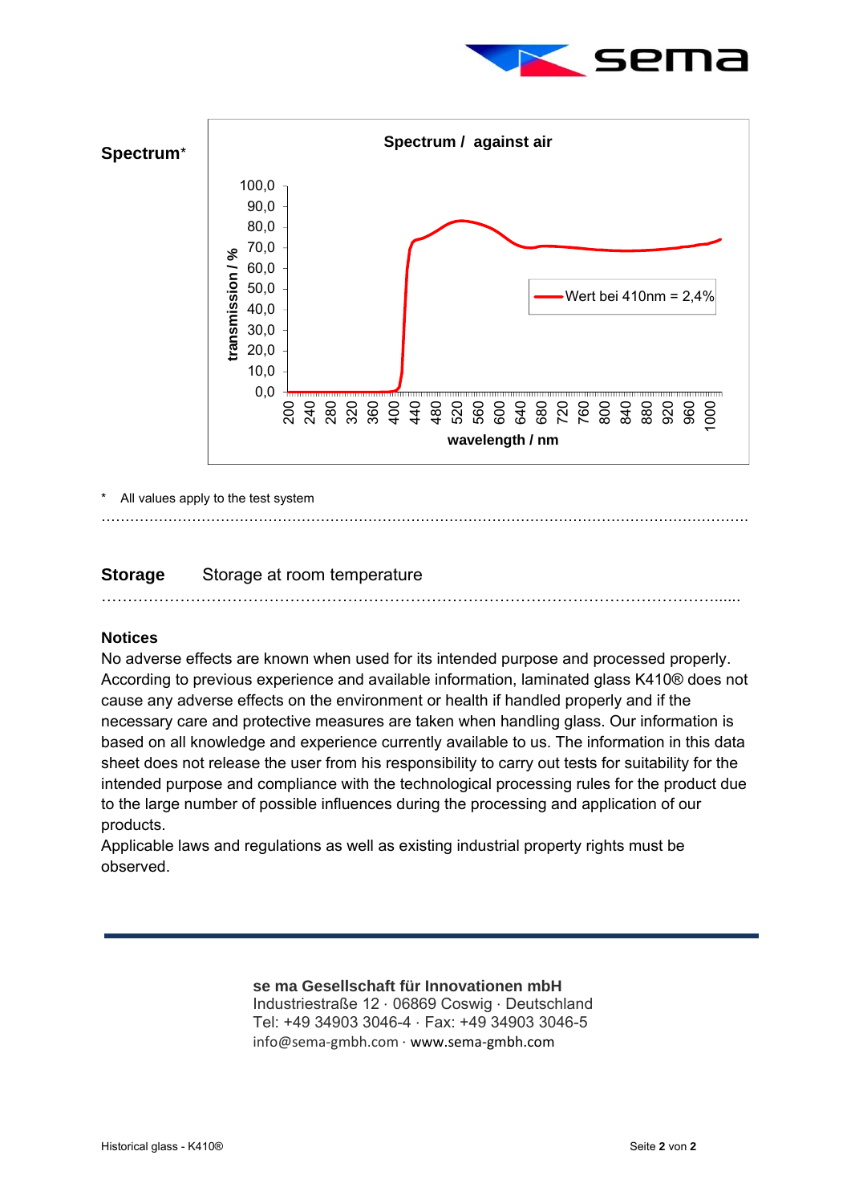## Spectrum*

Spectrum / against air

transmission / %

100,0
90,0
80,0
70,0
60,0
50,0
40,0
30,0
20,0
10,0
0,0

200 240 280 320 360 400 440 480 520 560 600 640 680 720 760 800 840 880 920 960 1000

wavelength / nm

Wert bei 410nm = 2,4%

\* All values apply to the test system

……………………………………………………………………………………………………………………

**Storage** Storage at room temperature

……………………………………………………………………………………………………………………

**Notices**

No adverse effects are known when used for its intended purpose and processed properly. According to previous experience and available information, laminated glass K410® does not cause any adverse effects on the environment or health if handled properly and if the necessary care and protective measures are taken when handling glass. Our information is based on all knowledge and experience currently available to us. The information in this data sheet does not release the user from his responsibility to carry out tests for suitability for the intended purpose and compliance with the technological processing rules for the product due to the large number of possible influences during the processing and application of our products.

Applicable laws and regulations as well as existing industrial property rights must be observed.

**se ma Gesellschaft für Innovationen mbH**
Industriestraße 12 · 06869 Coswig · Deutschland
Tel: +49 34903 3046-4 · Fax: +49 34903 3046-5
info@sema-gmbh.com · www.sema-gmbh.com